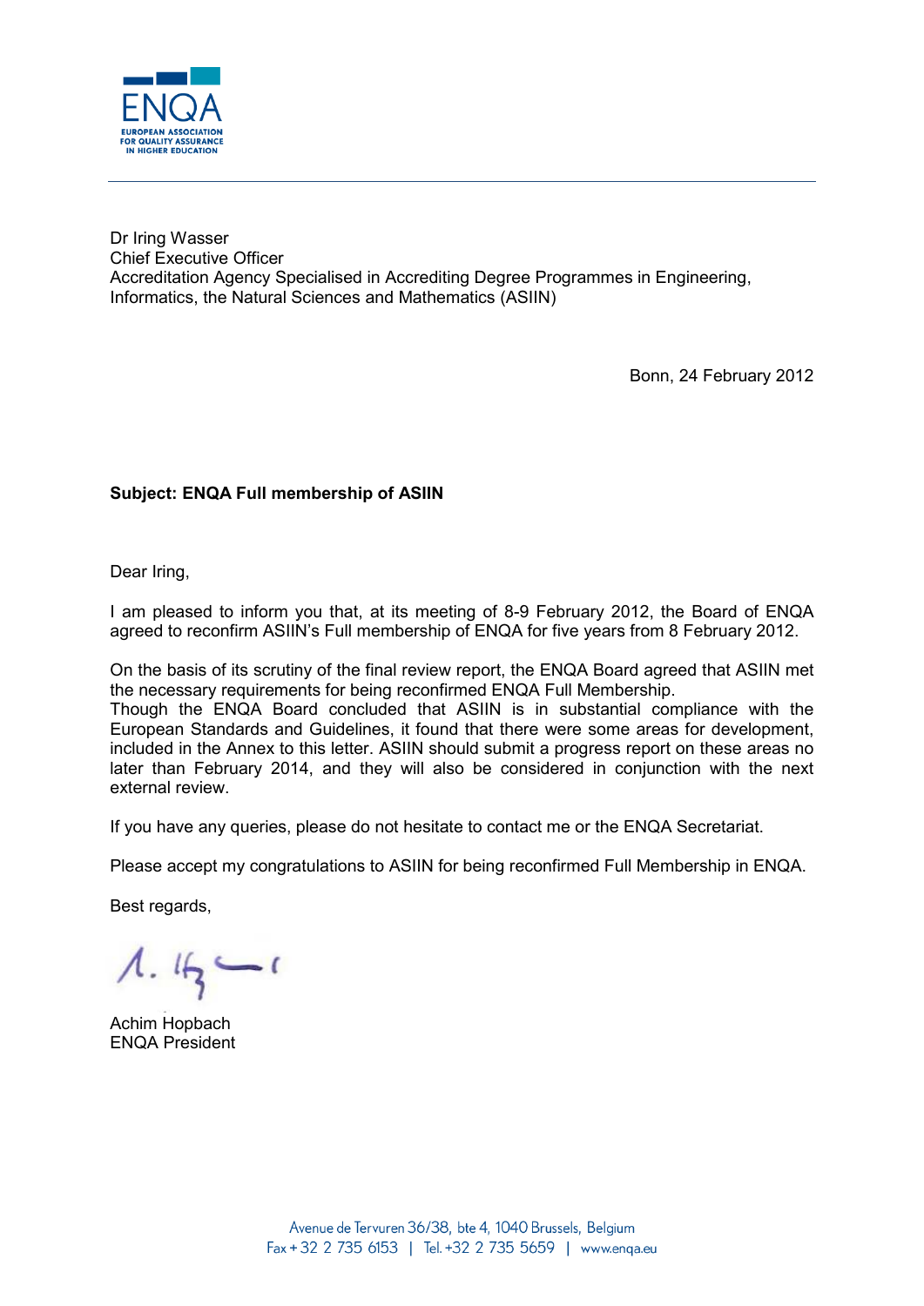ENQA

EUROPEAN ASSOCIATION FOR QUALITY ASSURANCE IN HIGHER EDUCATION

Dr Iring Wasser
Chief Executive Officer
Accreditation Agency Specialised in Accrediting Degree Programmes in Engineering, Informatics, the Natural Sciences and Mathematics (ASIIN)

Bonn, 24 February 2012

**Subject: ENQA Full membership of ASIIN**

Dear Iring,

I am pleased to inform you that, at its meeting of 8-9 February 2012, the Board of ENQA agreed to reconfirm ASIIN's Full membership of ENQA for five years from 8 February 2012.

On the basis of its scrutiny of the final review report, the ENQA Board agreed that ASIIN met the necessary requirements for being reconfirmed ENQA Full Membership.
Though the ENQA Board concluded that ASIIN is in substantial compliance with the European Standards and Guidelines, it found that there were some areas for development, included in the Annex to this letter. ASIIN should submit a progress report on these areas no later than February 2014, and they will also be considered in conjunction with the next external review.

If you have any queries, please do not hesitate to contact me or the ENQA Secretariat.

Please accept my congratulations to ASIIN for being reconfirmed Full Membership in ENQA.

Best regards,

Achim Hopbach
ENQA President

Avenue de Tervuren 36/38, bte 4, 1040 Brussels, Belgium
Fax + 32 2 735 6153 | Tel. +32 2 735 5659 | www.enqa.eu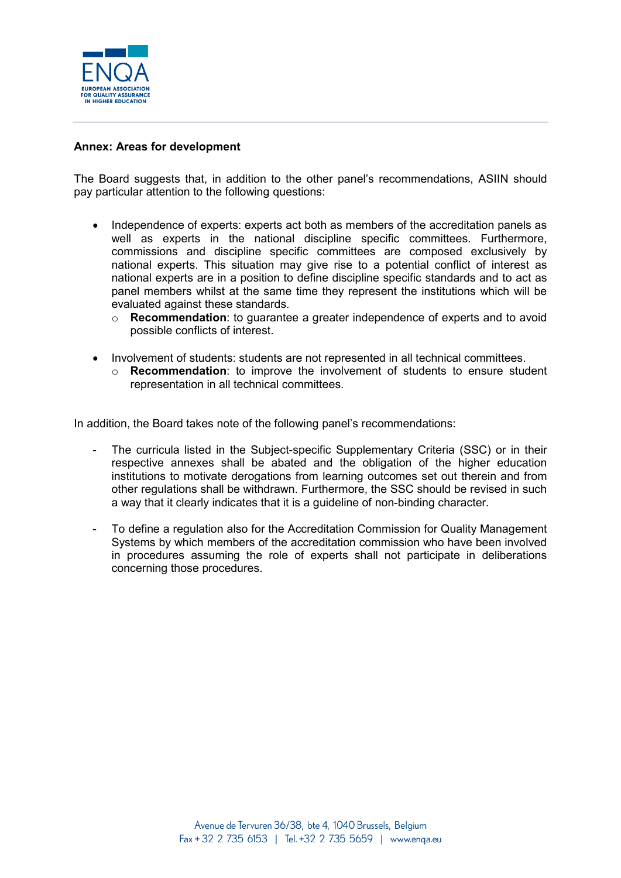**Annex: Areas for development**

The Board suggests that, in addition to the other panel's recommendations, ASIIN should pay particular attention to the following questions:

- Independence of experts: experts act both as members of the accreditation panels as well as experts in the national discipline specific committees. Furthermore, commissions and discipline specific committees are composed exclusively by national experts. This situation may give rise to a potential conflict of interest as national experts are in a position to define discipline specific standards and to act as panel members whilst at the same time they represent the institutions which will be evaluated against these standards.
  - **Recommendation**: to guarantee a greater independence of experts and to avoid possible conflicts of interest.

- Involvement of students: students are not represented in all technical committees.
  - **Recommendation**: to improve the involvement of students to ensure student representation in all technical committees.

In addition, the Board takes note of the following panel's recommendations:

- The curricula listed in the Subject-specific Supplementary Criteria (SSC) or in their respective annexes shall be abated and the obligation of the higher education institutions to motivate derogations from learning outcomes set out therein and from other regulations shall be withdrawn. Furthermore, the SSC should be revised in such a way that it clearly indicates that it is a guideline of non-binding character.

- To define a regulation also for the Accreditation Commission for Quality Management Systems by which members of the accreditation commission who have been involved in procedures assuming the role of experts shall not participate in deliberations concerning those procedures.